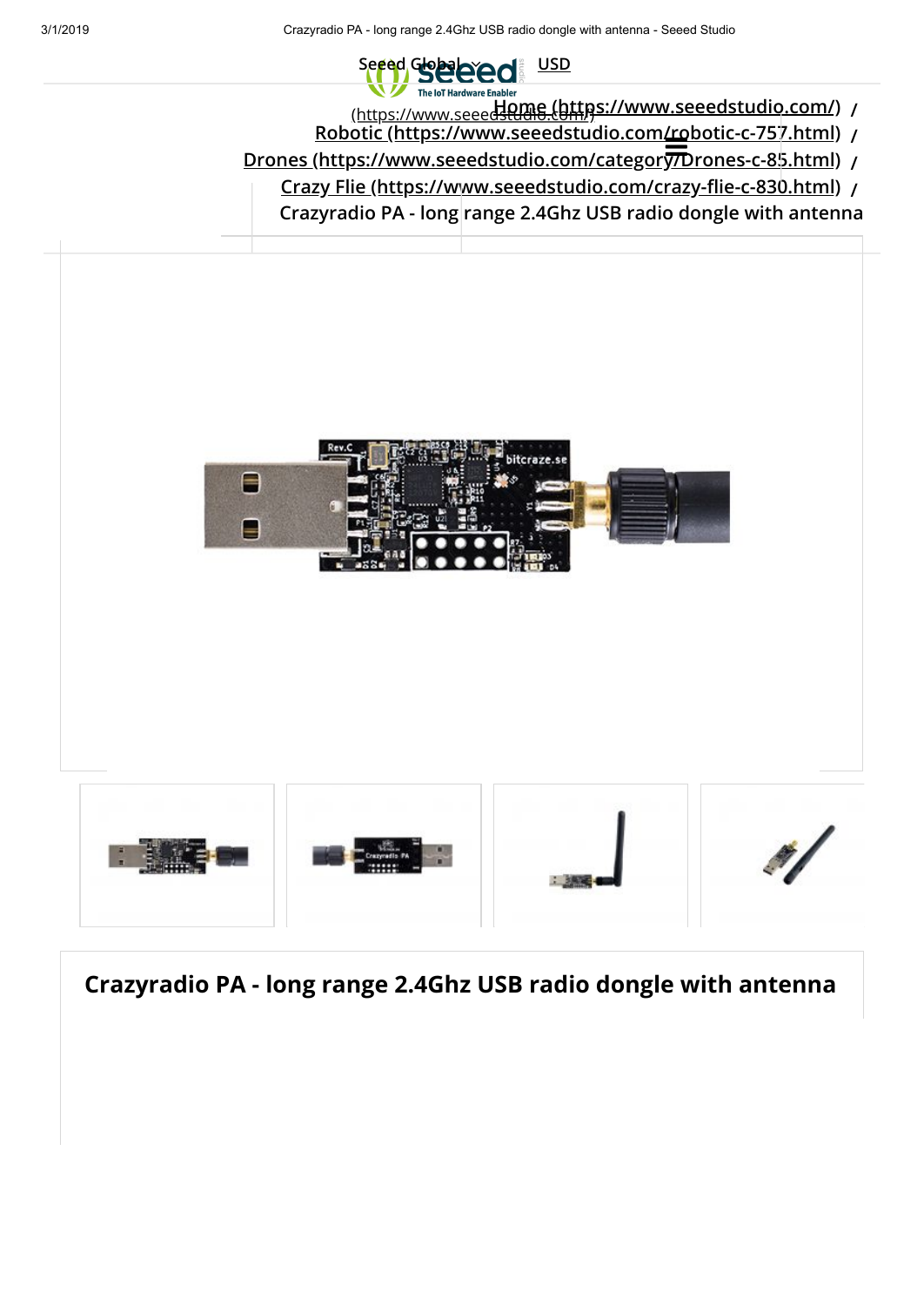Seeed Global USD

(https://www.seeedstudio.com/)

Home (https://www.seeedstudio.com/) / Robotic (https://www.seeedstudio.com/robotic-c-757.html) / Drones (https://www.seeedstudio.com/category/Drones-c-85.html) / Crazy Flie (https://www.seeedstudio.com/crazy-flie-c-830.html) / Crazyradio PA - long range 2.4Ghz USB radio dongle with antenna

# Crazyradio PA - long range 2.4Ghz USB radio dongle with antenna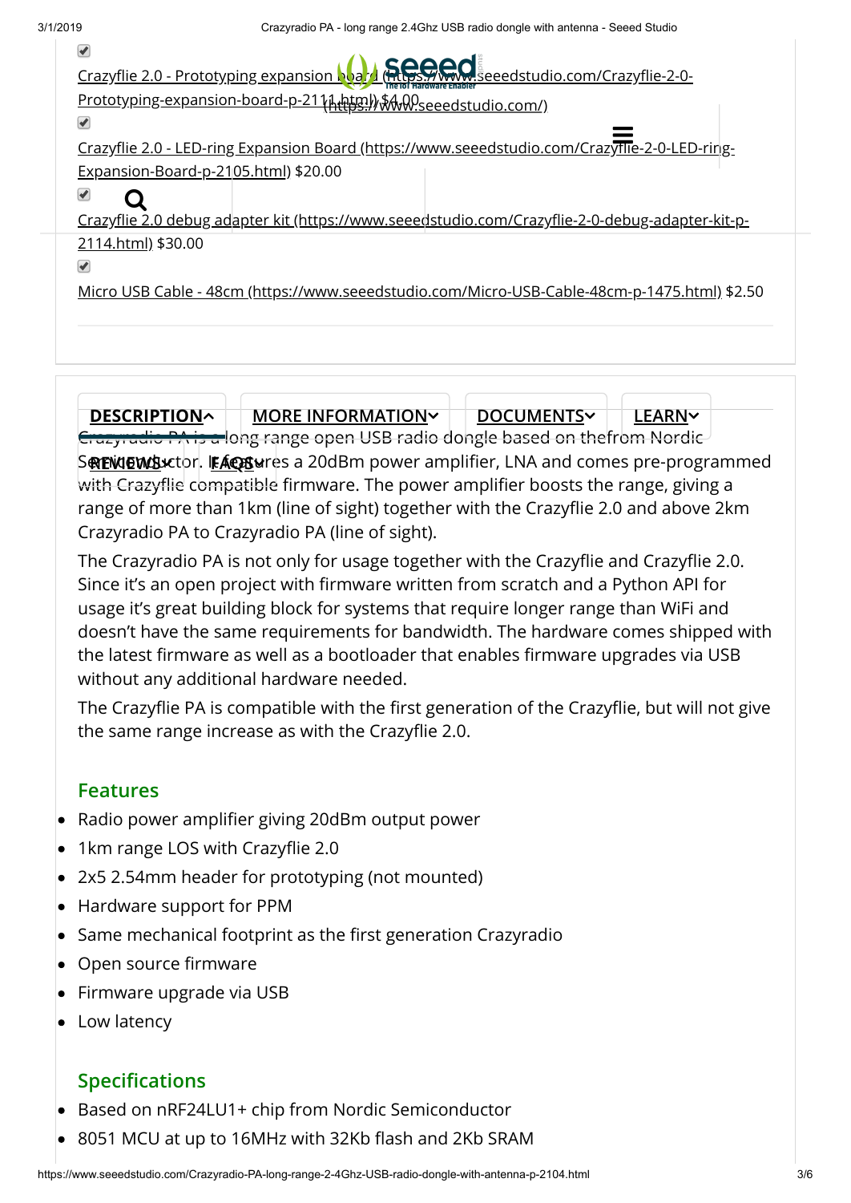- [x] [Crazyflie 2.0 - Prototyping expansion board](https://www.seeedstudio.com/Crazyflie-2-0-Prototyping-expansion-board-p-2111.html) $4.00
- [x] [Crazyflie 2.0 - LED-ring Expansion Board](https://www.seeedstudio.com/Crazyflie-2-0-LED-ring-Expansion-Board-p-2105.html) $20.00
- [x] [Crazyflie 2.0 debug adapter kit](https://www.seeedstudio.com/Crazyflie-2-0-debug-adapter-kit-p-2114.html) $30.00
- [x] [Micro USB Cable - 48cm](https://www.seeedstudio.com/Micro-USB-Cable-48cm-p-1475.html) $2.50

**DESCRIPTION** | **MORE INFORMATION** | **DOCUMENTS** | **LEARN** | **REVIEWS** | **FAQS**

Crazyradio PA is a long range open USB radio dongle based on thefrom Nordic Semiconductor. It features a 20dBm power amplifier, LNA and comes pre-programmed with Crazyflie compatible firmware. The power amplifier boosts the range, giving a range of more than 1km (line of sight) together with the Crazyflie 2.0 and above 2km Crazyradio PA to Crazyradio PA (line of sight).

The Crazyradio PA is not only for usage together with the Crazyflie and Crazyflie 2.0. Since it's an open project with firmware written from scratch and a Python API for usage it's great building block for systems that require longer range than WiFi and doesn't have the same requirements for bandwidth. The hardware comes shipped with the latest firmware as well as a bootloader that enables firmware upgrades via USB without any additional hardware needed.

The Crazyflie PA is compatible with the first generation of the Crazyflie, but will not give the same range increase as with the Crazyflie 2.0.

## Features

- Radio power amplifier giving 20dBm output power
- 1km range LOS with Crazyflie 2.0
- 2x5 2.54mm header for prototyping (not mounted)
- Hardware support for PPM
- Same mechanical footprint as the first generation Crazyradio
- Open source firmware
- Firmware upgrade via USB
- Low latency

## Specifications

- Based on nRF24LU1+ chip from Nordic Semiconductor
- 8051 MCU at up to 16MHz with 32Kb flash and 2Kb SRAM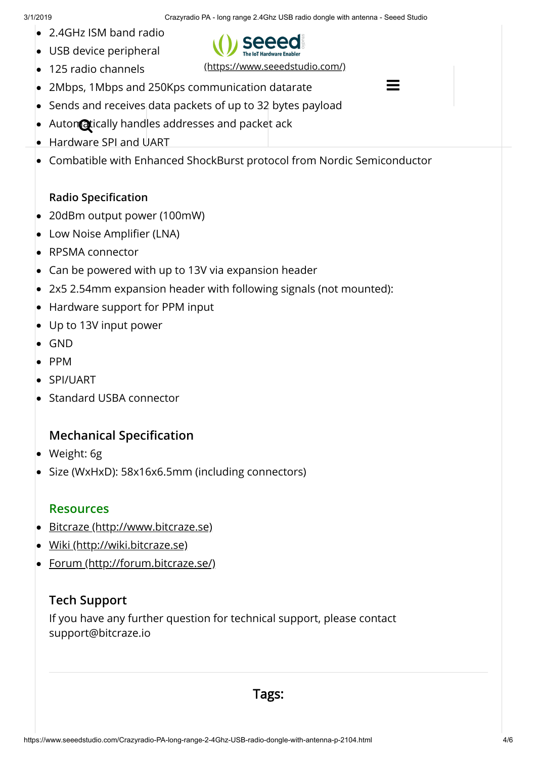- 2.4GHz ISM band radio
- USB device peripheral
- 125 radio channels
- 2Mbps, 1Mbps and 250Kps communication datarate
- Sends and receives data packets of up to 32 bytes payload
- Automatically handles addresses and packet ack
- Hardware SPI and UART
- Combatible with Enhanced ShockBurst protocol from Nordic Semiconductor

**Radio Specification**

- 20dBm output power (100mW)
- Low Noise Amplifier (LNA)
- RPSMA connector
- Can be powered with up to 13V via expansion header
- 2x5 2.54mm expansion header with following signals (not mounted):
- Hardware support for PPM input
- Up to 13V input power
- GND
- PPM
- SPI/UART
- Standard USBA connector

## Mechanical Specification

- Weight: 6g
- Size (WxHxD): 58x16x6.5mm (including connectors)

## Resources

- Bitcraze (http://www.bitcraze.se)
- Wiki (http://wiki.bitcraze.se)
- Forum (http://forum.bitcraze.se/)

## Tech Support

If you have any further question for technical support, please contact support@bitcraze.io

## Tags: